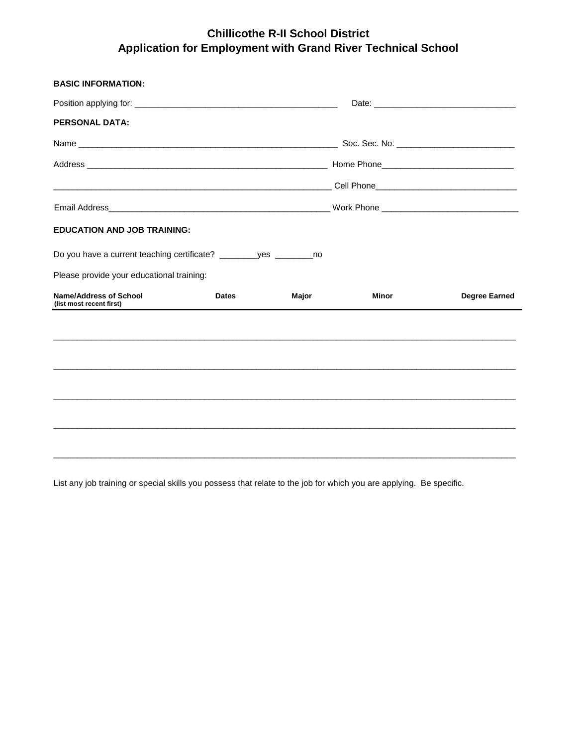# Chillicothe R-II School District
## Application for Employment with Grand River Technical School

**BASIC INFORMATION:**

Position applying for: ___________________________________________ Date: ______________________________

**PERSONAL DATA:**

Name ______________________________________________________ Soc. Sec. No. _________________________

Address ___________________________________________________ Home Phone___________________________

___________________________________________________________ Cell Phone_____________________________

Email Address_______________________________________________ Work Phone ____________________________

**EDUCATION AND JOB TRAINING:**

Do you have a current teaching certificate? ________yes ________no

Please provide your educational training:

| Name/Address of School (list most recent first) | Dates | Major | Minor | Degree Earned |
|---|---|---|---|---|
| | | | | |
| | | | | |
| | | | | |
| | | | | |
| | | | | |

List any job training or special skills you possess that relate to the job for which you are applying. Be specific.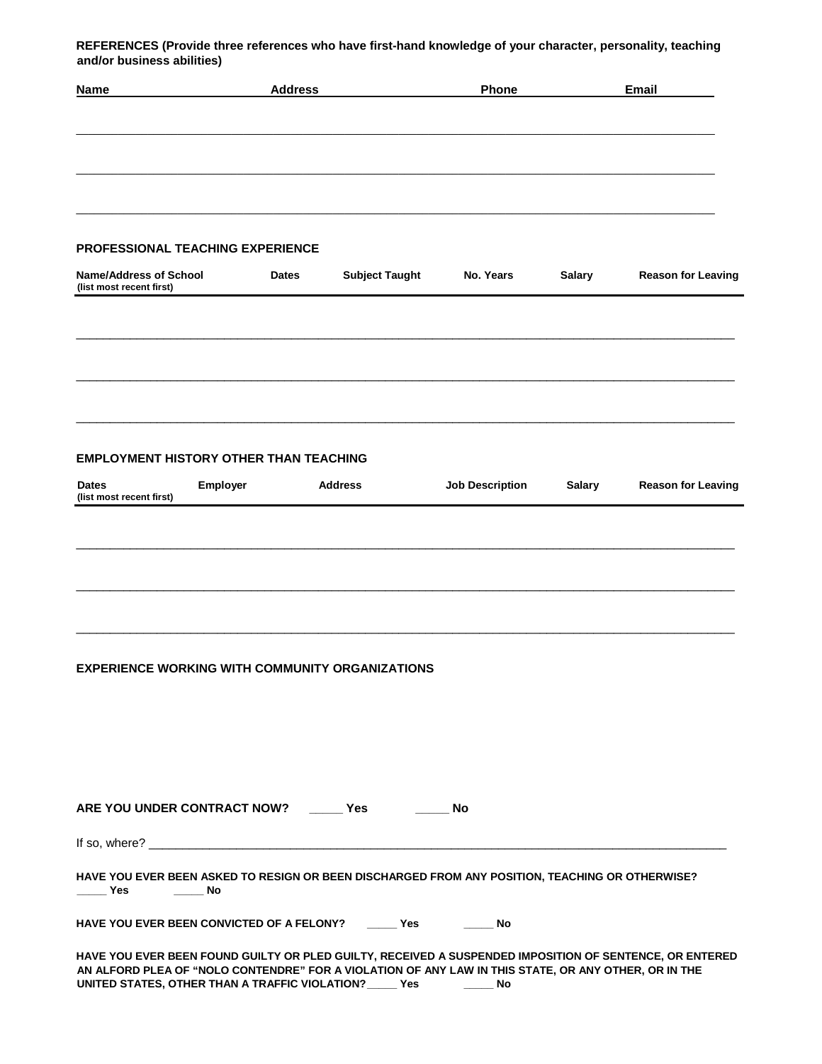**REFERENCES (Provide three references who have first-hand knowledge of your character, personality, teaching and/or business abilities)**

| Name | Address | Phone | Email |
|---|---|---|---|
| | | | |
| | | | |
| | | | |

**PROFESSIONAL TEACHING EXPERIENCE**

| Name/Address of School (list most recent first) | Dates | Subject Taught | No. Years | Salary | Reason for Leaving |
|---|---|---|---|---|---|
| | | | | | |
| | | | | | |
| | | | | | |

**EMPLOYMENT HISTORY OTHER THAN TEACHING**

| Dates (list most recent first) | Employer | Address | Job Description | Salary | Reason for Leaving |
|---|---|---|---|---|---|
| | | | | | |
| | | | | | |
| | | | | | |

**EXPERIENCE WORKING WITH COMMUNITY ORGANIZATIONS**

**ARE YOU UNDER CONTRACT NOW?** _____ **Yes** _____ **No**

If so, where? ___________________________________________________________________________

**HAVE YOU EVER BEEN ASKED TO RESIGN OR BEEN DISCHARGED FROM ANY POSITION, TEACHING OR OTHERWISE?**
_____ **Yes** _____ **No**

**HAVE YOU EVER BEEN CONVICTED OF A FELONY?** _____ **Yes** _____ **No**

**HAVE YOU EVER BEEN FOUND GUILTY OR PLED GUILTY, RECEIVED A SUSPENDED IMPOSITION OF SENTENCE, OR ENTERED AN ALFORD PLEA OF "NOLO CONTENDRE" FOR A VIOLATION OF ANY LAW IN THIS STATE, OR ANY OTHER, OR IN THE UNITED STATES, OTHER THAN A TRAFFIC VIOLATION?** _____ **Yes** _____ **No**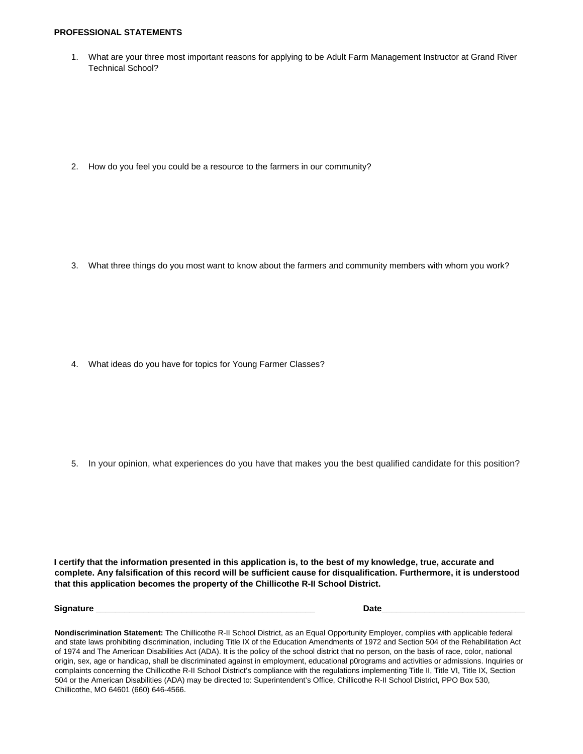**PROFESSIONAL STATEMENTS**

1. What are your three most important reasons for applying to be Adult Farm Management Instructor at Grand River Technical School?

2. How do you feel you could be a resource to the farmers in our community?

3. What three things do you most want to know about the farmers and community members with whom you work?

4. What ideas do you have for topics for Young Farmer Classes?

5. In your opinion, what experiences do you have that makes you the best qualified candidate for this position?

**I certify that the information presented in this application is, to the best of my knowledge, true, accurate and complete. Any falsification of this record will be sufficient cause for disqualification. Furthermore, it is understood that this application becomes the property of the Chillicothe R-II School District.**

**Signature** _______________________________________________ **Date**______________________________

**Nondiscrimination Statement:** The Chillicothe R-II School District, as an Equal Opportunity Employer, complies with applicable federal and state laws prohibiting discrimination, including Title IX of the Education Amendments of 1972 and Section 504 of the Rehabilitation Act of 1974 and The American Disabilities Act (ADA). It is the policy of the school district that no person, on the basis of race, color, national origin, sex, age or handicap, shall be discriminated against in employment, educational p0rograms and activities or admissions. Inquiries or complaints concerning the Chillicothe R-II School District's compliance with the regulations implementing Title II, Title VI, Title IX, Section 504 or the American Disabilities (ADA) may be directed to: Superintendent's Office, Chillicothe R-II School District, PPO Box 530, Chillicothe, MO 64601 (660) 646-4566.